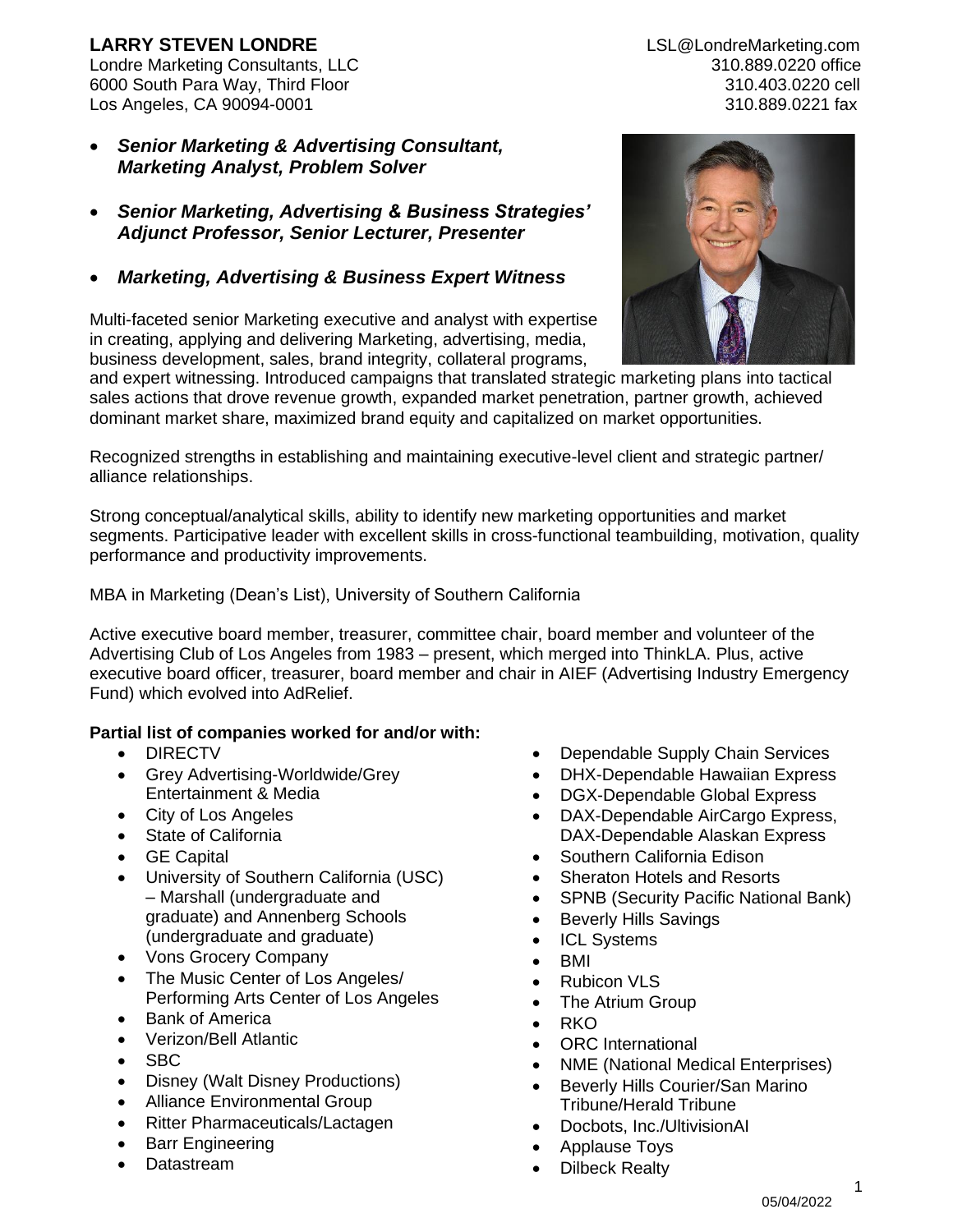**LARRY STEVEN LONDRE**
Londre Marketing Consultants, LLC
6000 South Para Way, Third Floor
Los Angeles, CA 90094-0001

LSL@LondreMarketing.com
310.889.0220 office
310.403.0220 cell
310.889.0221 fax

- ***Senior Marketing & Advertising Consultant, Marketing Analyst, Problem Solver***
- ***Senior Marketing, Advertising & Business Strategies' Adjunct Professor, Senior Lecturer, Presenter***
- ***Marketing, Advertising & Business Expert Witness***

Multi-faceted senior Marketing executive and analyst with expertise in creating, applying and delivering Marketing, advertising, media, business development, sales, brand integrity, collateral programs, and expert witnessing. Introduced campaigns that translated strategic marketing plans into tactical sales actions that drove revenue growth, expanded market penetration, partner growth, achieved dominant market share, maximized brand equity and capitalized on market opportunities.

Recognized strengths in establishing and maintaining executive-level client and strategic partner/alliance relationships.

Strong conceptual/analytical skills, ability to identify new marketing opportunities and market segments. Participative leader with excellent skills in cross-functional teambuilding, motivation, quality performance and productivity improvements.

MBA in Marketing (Dean's List), University of Southern California

Active executive board member, treasurer, committee chair, board member and volunteer of the Advertising Club of Los Angeles from 1983 – present, which merged into ThinkLA. Plus, active executive board officer, treasurer, board member and chair in AIEF (Advertising Industry Emergency Fund) which evolved into AdRelief.

**Partial list of companies worked for and/or with:**

- DIRECTV
- Grey Advertising-Worldwide/Grey Entertainment & Media
- City of Los Angeles
- State of California
- GE Capital
- University of Southern California (USC) – Marshall (undergraduate and graduate) and Annenberg Schools (undergraduate and graduate)
- Vons Grocery Company
- The Music Center of Los Angeles/ Performing Arts Center of Los Angeles
- Bank of America
- Verizon/Bell Atlantic
- SBC
- Disney (Walt Disney Productions)
- Alliance Environmental Group
- Ritter Pharmaceuticals/Lactagen
- Barr Engineering
- Datastream
- Dependable Supply Chain Services
- DHX-Dependable Hawaiian Express
- DGX-Dependable Global Express
- DAX-Dependable AirCargo Express, DAX-Dependable Alaskan Express
- Southern California Edison
- Sheraton Hotels and Resorts
- SPNB (Security Pacific National Bank)
- Beverly Hills Savings
- ICL Systems
- BMI
- Rubicon VLS
- The Atrium Group
- RKO
- ORC International
- NME (National Medical Enterprises)
- Beverly Hills Courier/San Marino Tribune/Herald Tribune
- Docbots, Inc./UltivisionAI
- Applause Toys
- Dilbeck Realty

05/04/2022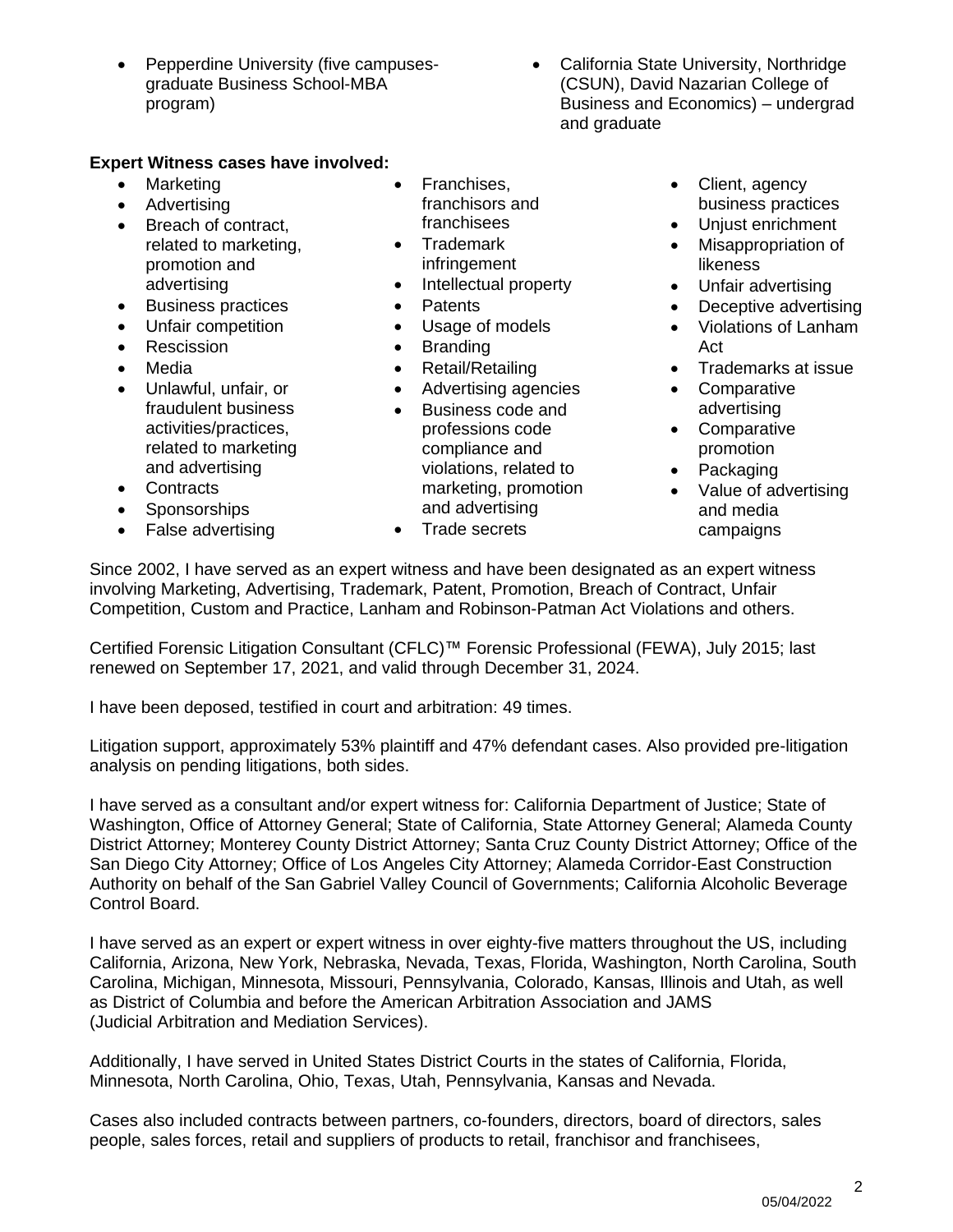- Pepperdine University (five campuses-graduate Business School-MBA program)
- California State University, Northridge (CSUN), David Nazarian College of Business and Economics) – undergrad and graduate

**Expert Witness cases have involved:**

- Marketing
- Advertising
- Breach of contract, related to marketing, promotion and advertising
- Business practices
- Unfair competition
- Rescission
- Media
- Unlawful, unfair, or fraudulent business activities/practices, related to marketing and advertising
- Contracts
- Sponsorships
- False advertising
- Franchises, franchisors and franchisees
- Trademark infringement
- Intellectual property
- Patents
- Usage of models
- Branding
- Retail/Retailing
- Advertising agencies
- Business code and professions code compliance and violations, related to marketing, promotion and advertising
- Trade secrets
- Client, agency business practices
- Unjust enrichment
- Misappropriation of likeness
- Unfair advertising
- Deceptive advertising
- Violations of Lanham Act
- Trademarks at issue
- Comparative advertising
- Comparative promotion
- Packaging
- Value of advertising and media campaigns

Since 2002, I have served as an expert witness and have been designated as an expert witness involving Marketing, Advertising, Trademark, Patent, Promotion, Breach of Contract, Unfair Competition, Custom and Practice, Lanham and Robinson-Patman Act Violations and others.

Certified Forensic Litigation Consultant (CFLC)™ Forensic Professional (FEWA), July 2015; last renewed on September 17, 2021, and valid through December 31, 2024.

I have been deposed, testified in court and arbitration: 49 times.

Litigation support, approximately 53% plaintiff and 47% defendant cases. Also provided pre-litigation analysis on pending litigations, both sides.

I have served as a consultant and/or expert witness for: California Department of Justice; State of Washington, Office of Attorney General; State of California, State Attorney General; Alameda County District Attorney; Monterey County District Attorney; Santa Cruz County District Attorney; Office of the San Diego City Attorney; Office of Los Angeles City Attorney; Alameda Corridor-East Construction Authority on behalf of the San Gabriel Valley Council of Governments; California Alcoholic Beverage Control Board.

I have served as an expert or expert witness in over eighty-five matters throughout the US, including California, Arizona, New York, Nebraska, Nevada, Texas, Florida, Washington, North Carolina, South Carolina, Michigan, Minnesota, Missouri, Pennsylvania, Colorado, Kansas, Illinois and Utah, as well as District of Columbia and before the American Arbitration Association and JAMS (Judicial Arbitration and Mediation Services).

Additionally, I have served in United States District Courts in the states of California, Florida, Minnesota, North Carolina, Ohio, Texas, Utah, Pennsylvania, Kansas and Nevada.

Cases also included contracts between partners, co-founders, directors, board of directors, sales people, sales forces, retail and suppliers of products to retail, franchisor and franchisees,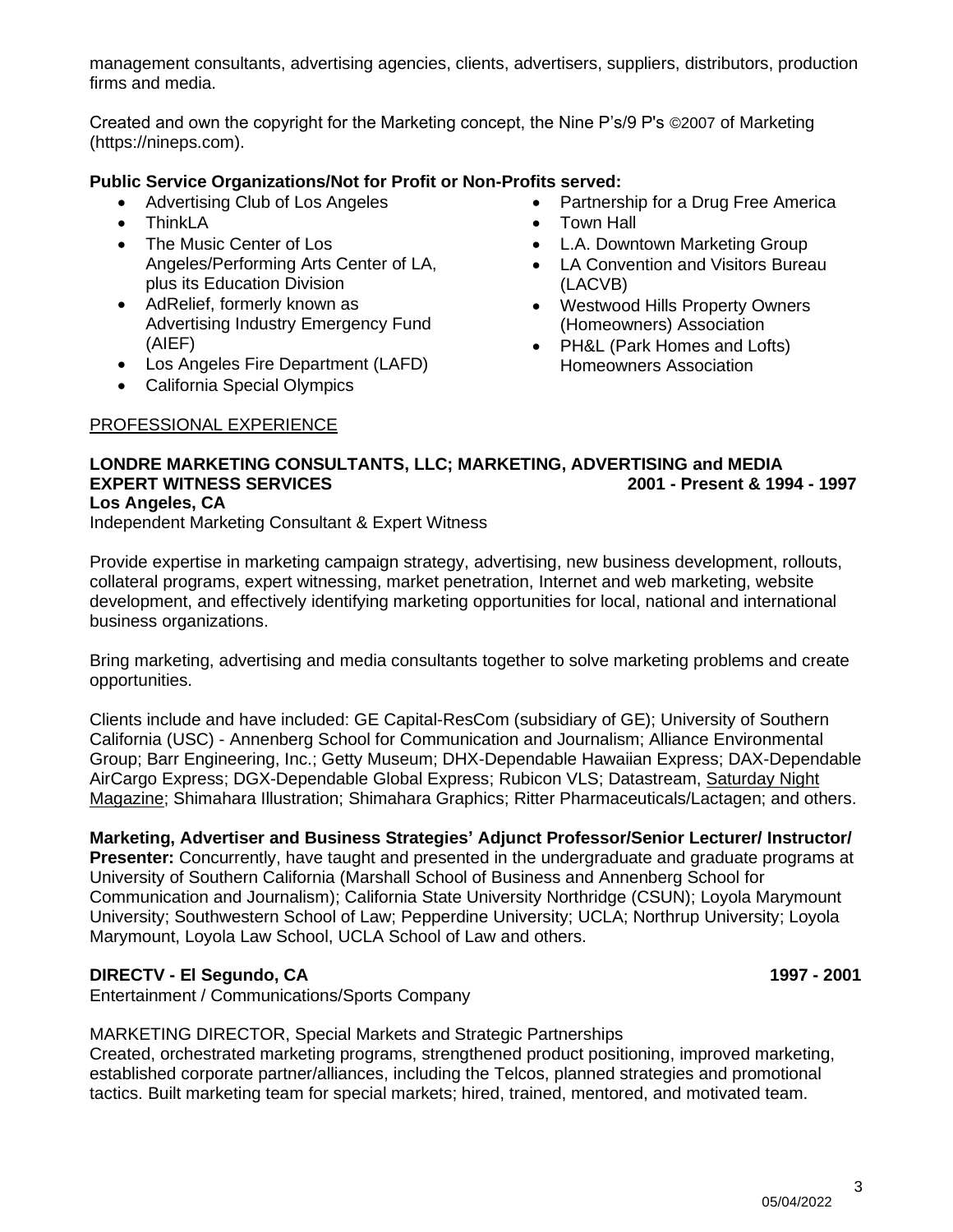management consultants, advertising agencies, clients, advertisers, suppliers, distributors, production firms and media.

Created and own the copyright for the Marketing concept, the Nine P's/9 P's ©2007 of Marketing (https://nineps.com).

**Public Service Organizations/Not for Profit or Non-Profits served:**

- Advertising Club of Los Angeles
- ThinkLA
- The Music Center of Los Angeles/Performing Arts Center of LA, plus its Education Division
- AdRelief, formerly known as Advertising Industry Emergency Fund (AIEF)
- Los Angeles Fire Department (LAFD)
- California Special Olympics
- Partnership for a Drug Free America
- Town Hall
- L.A. Downtown Marketing Group
- LA Convention and Visitors Bureau (LACVB)
- Westwood Hills Property Owners (Homeowners) Association
- PH&L (Park Homes and Lofts) Homeowners Association

PROFESSIONAL EXPERIENCE

**LONDRE MARKETING CONSULTANTS, LLC; MARKETING, ADVERTISING and MEDIA EXPERT WITNESS SERVICES** **2001 - Present & 1994 - 1997**
**Los Angeles, CA**
Independent Marketing Consultant & Expert Witness

Provide expertise in marketing campaign strategy, advertising, new business development, rollouts, collateral programs, expert witnessing, market penetration, Internet and web marketing, website development, and effectively identifying marketing opportunities for local, national and international business organizations.

Bring marketing, advertising and media consultants together to solve marketing problems and create opportunities.

Clients include and have included: GE Capital-ResCom (subsidiary of GE); University of Southern California (USC) - Annenberg School for Communication and Journalism; Alliance Environmental Group; Barr Engineering, Inc.; Getty Museum; DHX-Dependable Hawaiian Express; DAX-Dependable AirCargo Express; DGX-Dependable Global Express; Rubicon VLS; Datastream, Saturday Night Magazine; Shimahara Illustration; Shimahara Graphics; Ritter Pharmaceuticals/Lactagen; and others.

**Marketing, Advertiser and Business Strategies' Adjunct Professor/Senior Lecturer/ Instructor/ Presenter:** Concurrently, have taught and presented in the undergraduate and graduate programs at University of Southern California (Marshall School of Business and Annenberg School for Communication and Journalism); California State University Northridge (CSUN); Loyola Marymount University; Southwestern School of Law; Pepperdine University; UCLA; Northrup University; Loyola Marymount, Loyola Law School, UCLA School of Law and others.

**DIRECTV - El Segundo, CA** **1997 - 2001**
Entertainment / Communications/Sports Company

MARKETING DIRECTOR, Special Markets and Strategic Partnerships
Created, orchestrated marketing programs, strengthened product positioning, improved marketing, established corporate partner/alliances, including the Telcos, planned strategies and promotional tactics. Built marketing team for special markets; hired, trained, mentored, and motivated team.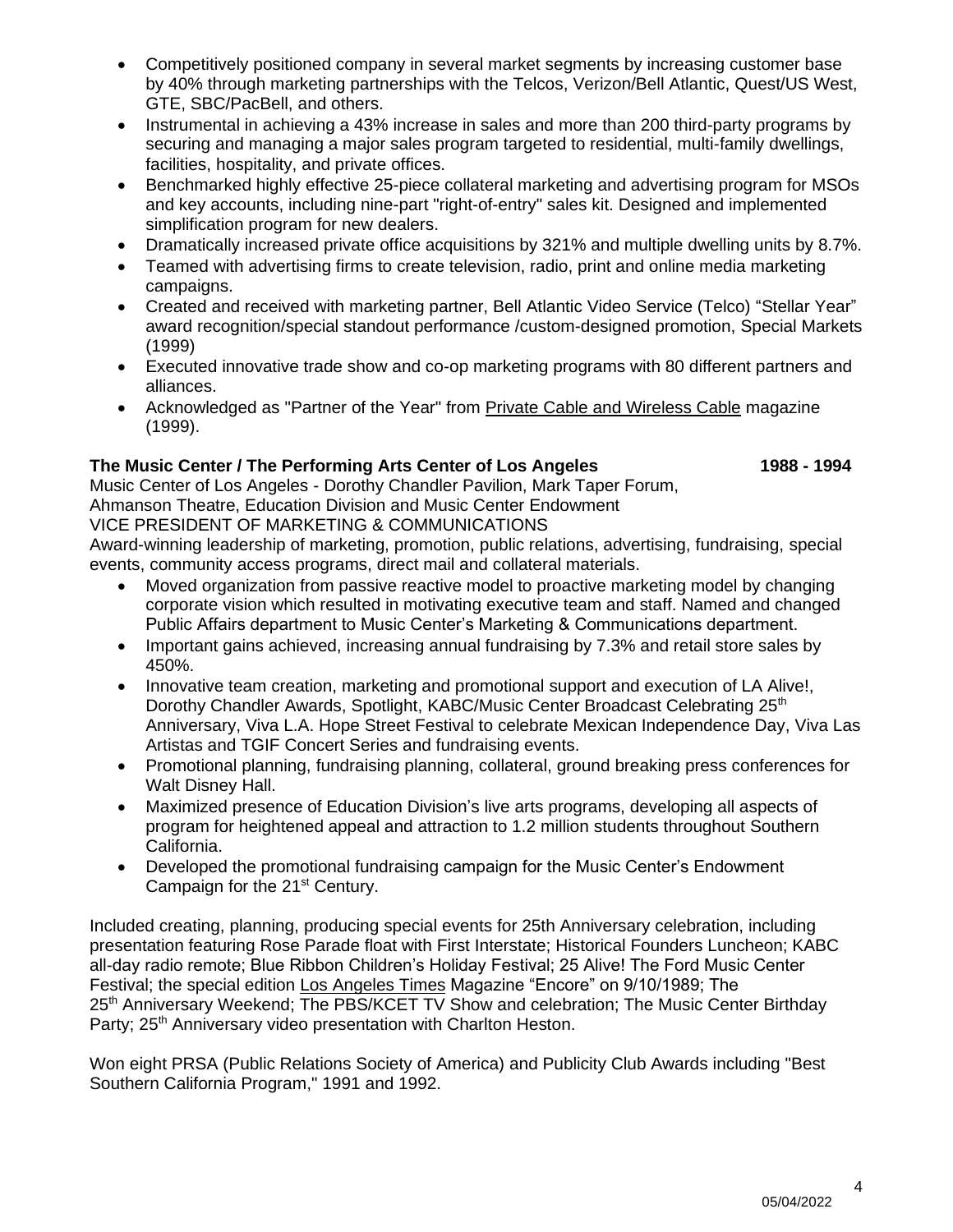- Competitively positioned company in several market segments by increasing customer base by 40% through marketing partnerships with the Telcos, Verizon/Bell Atlantic, Quest/US West, GTE, SBC/PacBell, and others.
- Instrumental in achieving a 43% increase in sales and more than 200 third-party programs by securing and managing a major sales program targeted to residential, multi-family dwellings, facilities, hospitality, and private offices.
- Benchmarked highly effective 25-piece collateral marketing and advertising program for MSOs and key accounts, including nine-part "right-of-entry" sales kit. Designed and implemented simplification program for new dealers.
- Dramatically increased private office acquisitions by 321% and multiple dwelling units by 8.7%.
- Teamed with advertising firms to create television, radio, print and online media marketing campaigns.
- Created and received with marketing partner, Bell Atlantic Video Service (Telco) “Stellar Year” award recognition/special standout performance /custom-designed promotion, Special Markets (1999)
- Executed innovative trade show and co-op marketing programs with 80 different partners and alliances.
- Acknowledged as "Partner of the Year" from Private Cable and Wireless Cable magazine (1999).

**The Music Center / The Performing Arts Center of Los Angeles** **1988 - 1994**

Music Center of Los Angeles - Dorothy Chandler Pavilion, Mark Taper Forum, Ahmanson Theatre, Education Division and Music Center Endowment
VICE PRESIDENT OF MARKETING & COMMUNICATIONS
Award-winning leadership of marketing, promotion, public relations, advertising, fundraising, special events, community access programs, direct mail and collateral materials.

- Moved organization from passive reactive model to proactive marketing model by changing corporate vision which resulted in motivating executive team and staff. Named and changed Public Affairs department to Music Center’s Marketing & Communications department.
- Important gains achieved, increasing annual fundraising by 7.3% and retail store sales by 450%.
- Innovative team creation, marketing and promotional support and execution of LA Alive!, Dorothy Chandler Awards, Spotlight, KABC/Music Center Broadcast Celebrating 25th Anniversary, Viva L.A. Hope Street Festival to celebrate Mexican Independence Day, Viva Las Artistas and TGIF Concert Series and fundraising events.
- Promotional planning, fundraising planning, collateral, ground breaking press conferences for Walt Disney Hall.
- Maximized presence of Education Division’s live arts programs, developing all aspects of program for heightened appeal and attraction to 1.2 million students throughout Southern California.
- Developed the promotional fundraising campaign for the Music Center’s Endowment Campaign for the 21st Century.

Included creating, planning, producing special events for 25th Anniversary celebration, including presentation featuring Rose Parade float with First Interstate; Historical Founders Luncheon; KABC all-day radio remote; Blue Ribbon Children’s Holiday Festival; 25 Alive! The Ford Music Center Festival; the special edition Los Angeles Times Magazine “Encore” on 9/10/1989; The 25th Anniversary Weekend; The PBS/KCET TV Show and celebration; The Music Center Birthday Party; 25th Anniversary video presentation with Charlton Heston.

Won eight PRSA (Public Relations Society of America) and Publicity Club Awards including "Best Southern California Program," 1991 and 1992.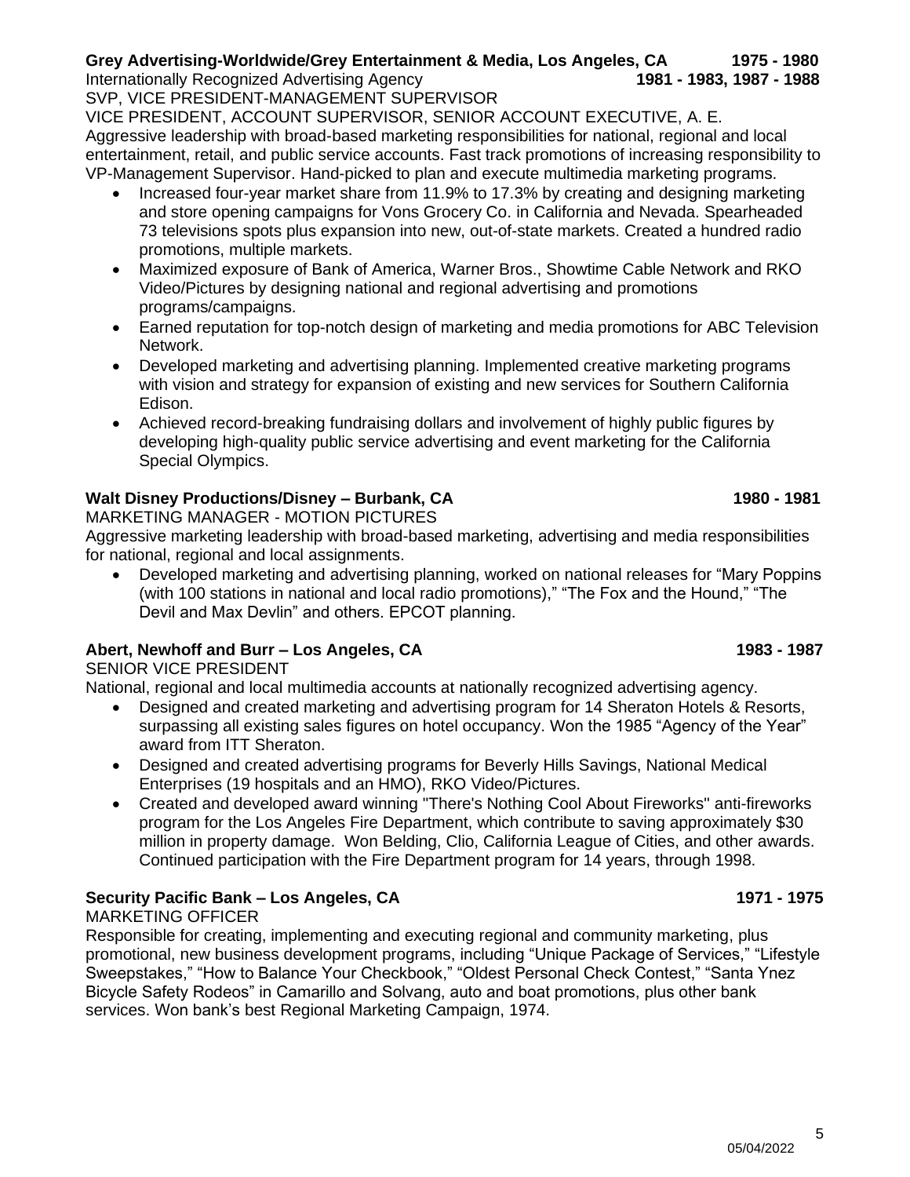**Grey Advertising-Worldwide/Grey Entertainment & Media, Los Angeles, CA** **1975 - 1980**
Internationally Recognized Advertising Agency **1981 - 1983, 1987 - 1988**
SVP, VICE PRESIDENT-MANAGEMENT SUPERVISOR
VICE PRESIDENT, ACCOUNT SUPERVISOR, SENIOR ACCOUNT EXECUTIVE, A. E.
Aggressive leadership with broad-based marketing responsibilities for national, regional and local entertainment, retail, and public service accounts. Fast track promotions of increasing responsibility to VP-Management Supervisor. Hand-picked to plan and execute multimedia marketing programs.

- Increased four-year market share from 11.9% to 17.3% by creating and designing marketing and store opening campaigns for Vons Grocery Co. in California and Nevada. Spearheaded 73 televisions spots plus expansion into new, out-of-state markets. Created a hundred radio promotions, multiple markets.
- Maximized exposure of Bank of America, Warner Bros., Showtime Cable Network and RKO Video/Pictures by designing national and regional advertising and promotions programs/campaigns.
- Earned reputation for top-notch design of marketing and media promotions for ABC Television Network.
- Developed marketing and advertising planning. Implemented creative marketing programs with vision and strategy for expansion of existing and new services for Southern California Edison.
- Achieved record-breaking fundraising dollars and involvement of highly public figures by developing high-quality public service advertising and event marketing for the California Special Olympics.

**Walt Disney Productions/Disney – Burbank, CA** **1980 - 1981**
MARKETING MANAGER - MOTION PICTURES
Aggressive marketing leadership with broad-based marketing, advertising and media responsibilities for national, regional and local assignments.

- Developed marketing and advertising planning, worked on national releases for "Mary Poppins (with 100 stations in national and local radio promotions)," "The Fox and the Hound," "The Devil and Max Devlin" and others. EPCOT planning.

**Abert, Newhoff and Burr – Los Angeles, CA** **1983 - 1987**
SENIOR VICE PRESIDENT
National, regional and local multimedia accounts at nationally recognized advertising agency.

- Designed and created marketing and advertising program for 14 Sheraton Hotels & Resorts, surpassing all existing sales figures on hotel occupancy. Won the 1985 "Agency of the Year" award from ITT Sheraton.
- Designed and created advertising programs for Beverly Hills Savings, National Medical Enterprises (19 hospitals and an HMO), RKO Video/Pictures.
- Created and developed award winning "There's Nothing Cool About Fireworks" anti-fireworks program for the Los Angeles Fire Department, which contribute to saving approximately $30 million in property damage. Won Belding, Clio, California League of Cities, and other awards. Continued participation with the Fire Department program for 14 years, through 1998.

**Security Pacific Bank – Los Angeles, CA** **1971 - 1975**
MARKETING OFFICER
Responsible for creating, implementing and executing regional and community marketing, plus promotional, new business development programs, including "Unique Package of Services," "Lifestyle Sweepstakes," "How to Balance Your Checkbook," "Oldest Personal Check Contest," "Santa Ynez Bicycle Safety Rodeos" in Camarillo and Solvang, auto and boat promotions, plus other bank services. Won bank's best Regional Marketing Campaign, 1974.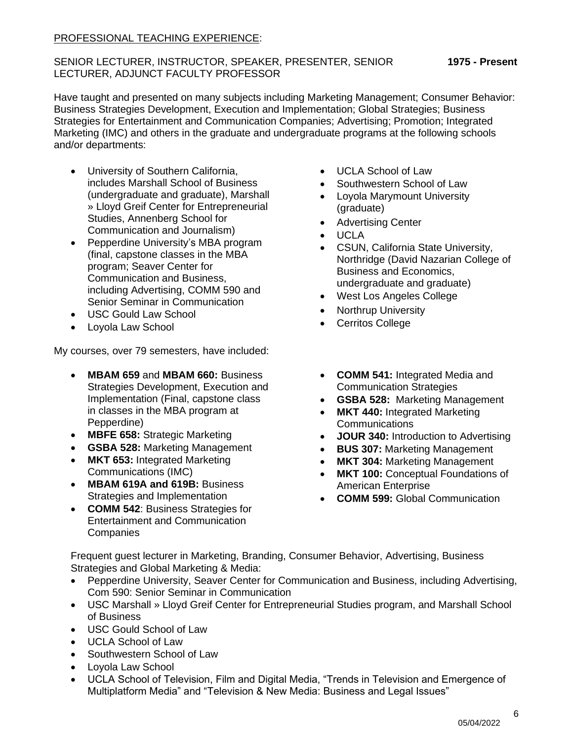PROFESSIONAL TEACHING EXPERIENCE:

SENIOR LECTURER, INSTRUCTOR, SPEAKER, PRESENTER, SENIOR LECTURER, ADJUNCT FACULTY PROFESSOR **1975 - Present**

Have taught and presented on many subjects including Marketing Management; Consumer Behavior: Business Strategies Development, Execution and Implementation; Global Strategies; Business Strategies for Entertainment and Communication Companies; Advertising; Promotion; Integrated Marketing (IMC) and others in the graduate and undergraduate programs at the following schools and/or departments:

- University of Southern California, includes Marshall School of Business (undergraduate and graduate), Marshall » Lloyd Greif Center for Entrepreneurial Studies, Annenberg School for Communication and Journalism)
- Pepperdine University's MBA program (final, capstone classes in the MBA program; Seaver Center for Communication and Business, including Advertising, COMM 590 and Senior Seminar in Communication
- USC Gould Law School
- Loyola Law School
- UCLA School of Law
- Southwestern School of Law
- Loyola Marymount University (graduate)
- Advertising Center
- UCLA
- CSUN, California State University, Northridge (David Nazarian College of Business and Economics, undergraduate and graduate)
- West Los Angeles College
- Northrup University
- Cerritos College

My courses, over 79 semesters, have included:

- **MBAM 659** and **MBAM 660:** Business Strategies Development, Execution and Implementation (Final, capstone class in classes in the MBA program at Pepperdine)
- **MBFE 658:** Strategic Marketing
- **GSBA 528:** Marketing Management
- **MKT 653:** Integrated Marketing Communications (IMC)
- **MBAM 619A and 619B:** Business Strategies and Implementation
- **COMM 542**: Business Strategies for Entertainment and Communication Companies
- **COMM 541:** Integrated Media and Communication Strategies
- **GSBA 528:** Marketing Management
- **MKT 440:** Integrated Marketing Communications
- **JOUR 340:** Introduction to Advertising
- **BUS 307:** Marketing Management
- **MKT 304:** Marketing Management
- **MKT 100:** Conceptual Foundations of American Enterprise
- **COMM 599:** Global Communication

Frequent guest lecturer in Marketing, Branding, Consumer Behavior, Advertising, Business Strategies and Global Marketing & Media:

- Pepperdine University, Seaver Center for Communication and Business, including Advertising, Com 590: Senior Seminar in Communication
- USC Marshall » Lloyd Greif Center for Entrepreneurial Studies program, and Marshall School of Business
- USC Gould School of Law
- UCLA School of Law
- Southwestern School of Law
- Loyola Law School
- UCLA School of Television, Film and Digital Media, "Trends in Television and Emergence of Multiplatform Media" and "Television & New Media: Business and Legal Issues"

05/04/2022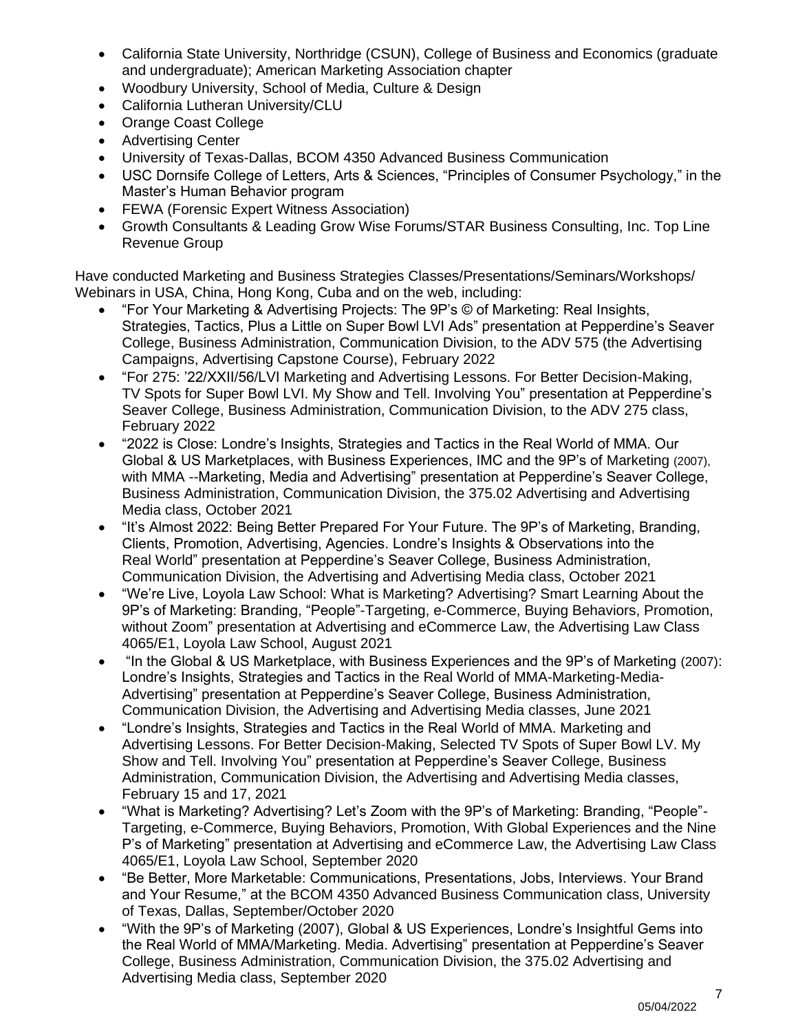- California State University, Northridge (CSUN), College of Business and Economics (graduate and undergraduate); American Marketing Association chapter
- Woodbury University, School of Media, Culture & Design
- California Lutheran University/CLU
- Orange Coast College
- Advertising Center
- University of Texas-Dallas, BCOM 4350 Advanced Business Communication
- USC Dornsife College of Letters, Arts & Sciences, "Principles of Consumer Psychology," in the Master's Human Behavior program
- FEWA (Forensic Expert Witness Association)
- Growth Consultants & Leading Grow Wise Forums/STAR Business Consulting, Inc. Top Line Revenue Group

Have conducted Marketing and Business Strategies Classes/Presentations/Seminars/Workshops/ Webinars in USA, China, Hong Kong, Cuba and on the web, including:

- "For Your Marketing & Advertising Projects: The 9P's © of Marketing: Real Insights, Strategies, Tactics, Plus a Little on Super Bowl LVI Ads" presentation at Pepperdine's Seaver College, Business Administration, Communication Division, to the ADV 575 (the Advertising Campaigns, Advertising Capstone Course), February 2022
- "For 275: '22/XXII/56/LVI Marketing and Advertising Lessons. For Better Decision-Making, TV Spots for Super Bowl LVI. My Show and Tell. Involving You" presentation at Pepperdine's Seaver College, Business Administration, Communication Division, to the ADV 275 class, February 2022
- "2022 is Close: Londre's Insights, Strategies and Tactics in the Real World of MMA. Our Global & US Marketplaces, with Business Experiences, IMC and the 9P's of Marketing (2007), with MMA --Marketing, Media and Advertising" presentation at Pepperdine's Seaver College, Business Administration, Communication Division, the 375.02 Advertising and Advertising Media class, October 2021
- "It's Almost 2022: Being Better Prepared For Your Future. The 9P's of Marketing, Branding, Clients, Promotion, Advertising, Agencies. Londre's Insights & Observations into the Real World" presentation at Pepperdine's Seaver College, Business Administration, Communication Division, the Advertising and Advertising Media class, October 2021
- "We're Live, Loyola Law School: What is Marketing? Advertising? Smart Learning About the 9P's of Marketing: Branding, "People"-Targeting, e-Commerce, Buying Behaviors, Promotion, without Zoom" presentation at Advertising and eCommerce Law, the Advertising Law Class 4065/E1, Loyola Law School, August 2021
- "In the Global & US Marketplace, with Business Experiences and the 9P's of Marketing (2007): Londre's Insights, Strategies and Tactics in the Real World of MMA-Marketing-Media-Advertising" presentation at Pepperdine's Seaver College, Business Administration, Communication Division, the Advertising and Advertising Media classes, June 2021
- "Londre's Insights, Strategies and Tactics in the Real World of MMA. Marketing and Advertising Lessons. For Better Decision-Making, Selected TV Spots of Super Bowl LV. My Show and Tell. Involving You" presentation at Pepperdine's Seaver College, Business Administration, Communication Division, the Advertising and Advertising Media classes, February 15 and 17, 2021
- "What is Marketing? Advertising? Let's Zoom with the 9P's of Marketing: Branding, "People"-Targeting, e-Commerce, Buying Behaviors, Promotion, With Global Experiences and the Nine P's of Marketing" presentation at Advertising and eCommerce Law, the Advertising Law Class 4065/E1, Loyola Law School, September 2020
- "Be Better, More Marketable: Communications, Presentations, Jobs, Interviews. Your Brand and Your Resume," at the BCOM 4350 Advanced Business Communication class, University of Texas, Dallas, September/October 2020
- "With the 9P's of Marketing (2007), Global & US Experiences, Londre's Insightful Gems into the Real World of MMA/Marketing. Media. Advertising" presentation at Pepperdine's Seaver College, Business Administration, Communication Division, the 375.02 Advertising and Advertising Media class, September 2020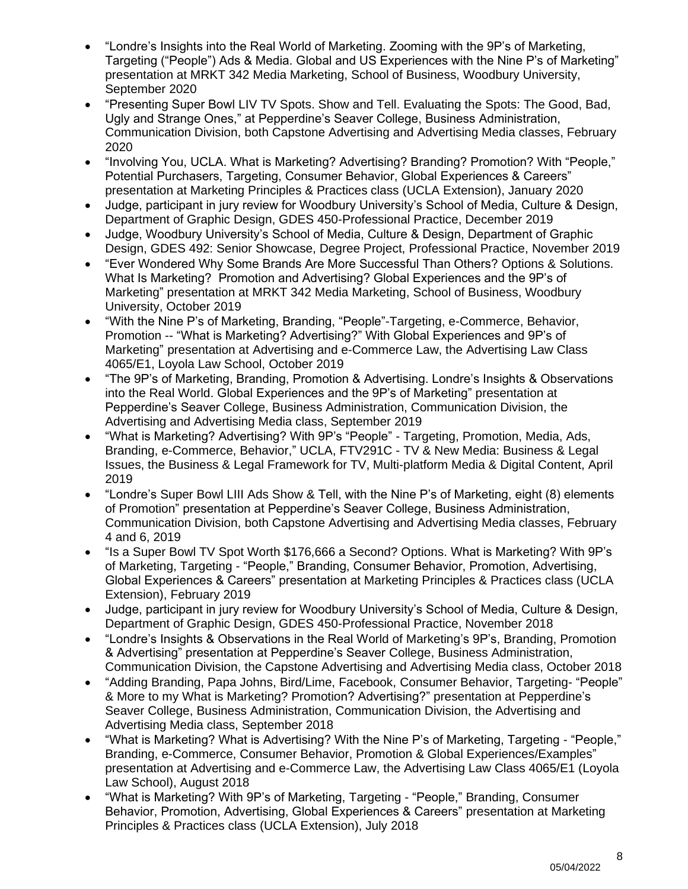- "Londre's Insights into the Real World of Marketing. Zooming with the 9P's of Marketing, Targeting ("People") Ads & Media. Global and US Experiences with the Nine P's of Marketing" presentation at MRKT 342 Media Marketing, School of Business, Woodbury University, September 2020
- "Presenting Super Bowl LIV TV Spots. Show and Tell. Evaluating the Spots: The Good, Bad, Ugly and Strange Ones," at Pepperdine's Seaver College, Business Administration, Communication Division, both Capstone Advertising and Advertising Media classes, February 2020
- "Involving You, UCLA. What is Marketing? Advertising? Branding? Promotion? With "People," Potential Purchasers, Targeting, Consumer Behavior, Global Experiences & Careers" presentation at Marketing Principles & Practices class (UCLA Extension), January 2020
- Judge, participant in jury review for Woodbury University's School of Media, Culture & Design, Department of Graphic Design, GDES 450-Professional Practice, December 2019
- Judge, Woodbury University's School of Media, Culture & Design, Department of Graphic Design, GDES 492: Senior Showcase, Degree Project, Professional Practice, November 2019
- "Ever Wondered Why Some Brands Are More Successful Than Others? Options & Solutions. What Is Marketing? Promotion and Advertising? Global Experiences and the 9P's of Marketing" presentation at MRKT 342 Media Marketing, School of Business, Woodbury University, October 2019
- "With the Nine P's of Marketing, Branding, "People"-Targeting, e-Commerce, Behavior, Promotion -- "What is Marketing? Advertising?" With Global Experiences and 9P's of Marketing" presentation at Advertising and e-Commerce Law, the Advertising Law Class 4065/E1, Loyola Law School, October 2019
- "The 9P's of Marketing, Branding, Promotion & Advertising. Londre's Insights & Observations into the Real World. Global Experiences and the 9P's of Marketing" presentation at Pepperdine's Seaver College, Business Administration, Communication Division, the Advertising and Advertising Media class, September 2019
- "What is Marketing? Advertising? With 9P's "People" - Targeting, Promotion, Media, Ads, Branding, e-Commerce, Behavior," UCLA, FTV291C - TV & New Media: Business & Legal Issues, the Business & Legal Framework for TV, Multi-platform Media & Digital Content, April 2019
- "Londre's Super Bowl LIII Ads Show & Tell, with the Nine P's of Marketing, eight (8) elements of Promotion" presentation at Pepperdine's Seaver College, Business Administration, Communication Division, both Capstone Advertising and Advertising Media classes, February 4 and 6, 2019
- "Is a Super Bowl TV Spot Worth $176,666 a Second? Options. What is Marketing? With 9P's of Marketing, Targeting - "People," Branding, Consumer Behavior, Promotion, Advertising, Global Experiences & Careers" presentation at Marketing Principles & Practices class (UCLA Extension), February 2019
- Judge, participant in jury review for Woodbury University's School of Media, Culture & Design, Department of Graphic Design, GDES 450-Professional Practice, November 2018
- "Londre's Insights & Observations in the Real World of Marketing's 9P's, Branding, Promotion & Advertising" presentation at Pepperdine's Seaver College, Business Administration, Communication Division, the Capstone Advertising and Advertising Media class, October 2018
- "Adding Branding, Papa Johns, Bird/Lime, Facebook, Consumer Behavior, Targeting- "People" & More to my What is Marketing? Promotion? Advertising?" presentation at Pepperdine's Seaver College, Business Administration, Communication Division, the Advertising and Advertising Media class, September 2018
- "What is Marketing? What is Advertising? With the Nine P's of Marketing, Targeting - "People," Branding, e-Commerce, Consumer Behavior, Promotion & Global Experiences/Examples" presentation at Advertising and e-Commerce Law, the Advertising Law Class 4065/E1 (Loyola Law School), August 2018
- "What is Marketing? With 9P's of Marketing, Targeting - "People," Branding, Consumer Behavior, Promotion, Advertising, Global Experiences & Careers" presentation at Marketing Principles & Practices class (UCLA Extension), July 2018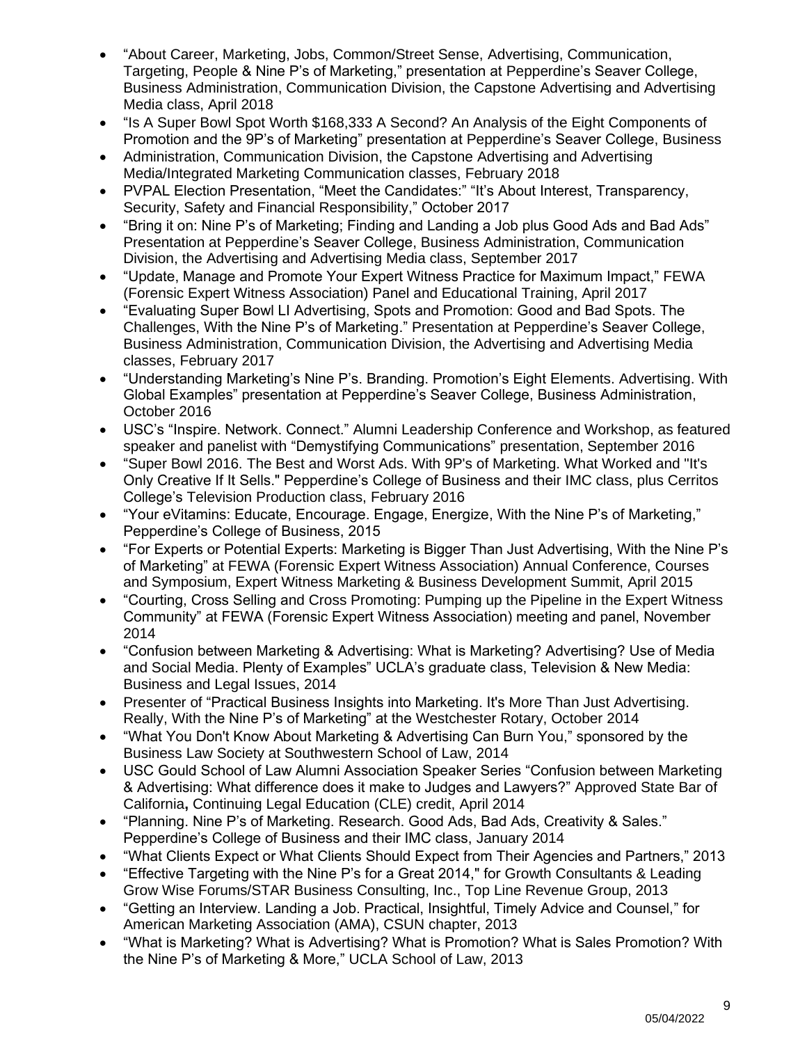- "About Career, Marketing, Jobs, Common/Street Sense, Advertising, Communication, Targeting, People & Nine P's of Marketing," presentation at Pepperdine's Seaver College, Business Administration, Communication Division, the Capstone Advertising and Advertising Media class, April 2018
- "Is A Super Bowl Spot Worth $168,333 A Second? An Analysis of the Eight Components of Promotion and the 9P's of Marketing" presentation at Pepperdine's Seaver College, Business
- Administration, Communication Division, the Capstone Advertising and Advertising Media/Integrated Marketing Communication classes, February 2018
- PVPAL Election Presentation, "Meet the Candidates:" "It's About Interest, Transparency, Security, Safety and Financial Responsibility," October 2017
- "Bring it on: Nine P's of Marketing; Finding and Landing a Job plus Good Ads and Bad Ads" Presentation at Pepperdine's Seaver College, Business Administration, Communication Division, the Advertising and Advertising Media class, September 2017
- "Update, Manage and Promote Your Expert Witness Practice for Maximum Impact," FEWA (Forensic Expert Witness Association) Panel and Educational Training, April 2017
- "Evaluating Super Bowl LI Advertising, Spots and Promotion: Good and Bad Spots. The Challenges, With the Nine P's of Marketing." Presentation at Pepperdine's Seaver College, Business Administration, Communication Division, the Advertising and Advertising Media classes, February 2017
- "Understanding Marketing's Nine P's. Branding. Promotion's Eight Elements. Advertising. With Global Examples" presentation at Pepperdine's Seaver College, Business Administration, October 2016
- USC's "Inspire. Network. Connect." Alumni Leadership Conference and Workshop, as featured speaker and panelist with "Demystifying Communications" presentation, September 2016
- "Super Bowl 2016. The Best and Worst Ads. With 9P's of Marketing. What Worked and "It's Only Creative If It Sells." Pepperdine's College of Business and their IMC class, plus Cerritos College's Television Production class, February 2016
- "Your eVitamins: Educate, Encourage. Engage, Energize, With the Nine P's of Marketing," Pepperdine's College of Business, 2015
- "For Experts or Potential Experts: Marketing is Bigger Than Just Advertising, With the Nine P's of Marketing" at FEWA (Forensic Expert Witness Association) Annual Conference, Courses and Symposium, Expert Witness Marketing & Business Development Summit, April 2015
- "Courting, Cross Selling and Cross Promoting: Pumping up the Pipeline in the Expert Witness Community" at FEWA (Forensic Expert Witness Association) meeting and panel, November 2014
- "Confusion between Marketing & Advertising: What is Marketing? Advertising? Use of Media and Social Media. Plenty of Examples" UCLA's graduate class, Television & New Media: Business and Legal Issues, 2014
- Presenter of "Practical Business Insights into Marketing. It's More Than Just Advertising. Really, With the Nine P's of Marketing" at the Westchester Rotary, October 2014
- "What You Don't Know About Marketing & Advertising Can Burn You," sponsored by the Business Law Society at Southwestern School of Law, 2014
- USC Gould School of Law Alumni Association Speaker Series "Confusion between Marketing & Advertising: What difference does it make to Judges and Lawyers?" Approved State Bar of California**,** Continuing Legal Education (CLE) credit, April 2014
- "Planning. Nine P's of Marketing. Research. Good Ads, Bad Ads, Creativity & Sales." Pepperdine's College of Business and their IMC class, January 2014
- "What Clients Expect or What Clients Should Expect from Their Agencies and Partners," 2013
- "Effective Targeting with the Nine P's for a Great 2014," for Growth Consultants & Leading Grow Wise Forums/STAR Business Consulting, Inc., Top Line Revenue Group, 2013
- "Getting an Interview. Landing a Job. Practical, Insightful, Timely Advice and Counsel," for American Marketing Association (AMA), CSUN chapter, 2013
- "What is Marketing? What is Advertising? What is Promotion? What is Sales Promotion? With the Nine P's of Marketing & More," UCLA School of Law, 2013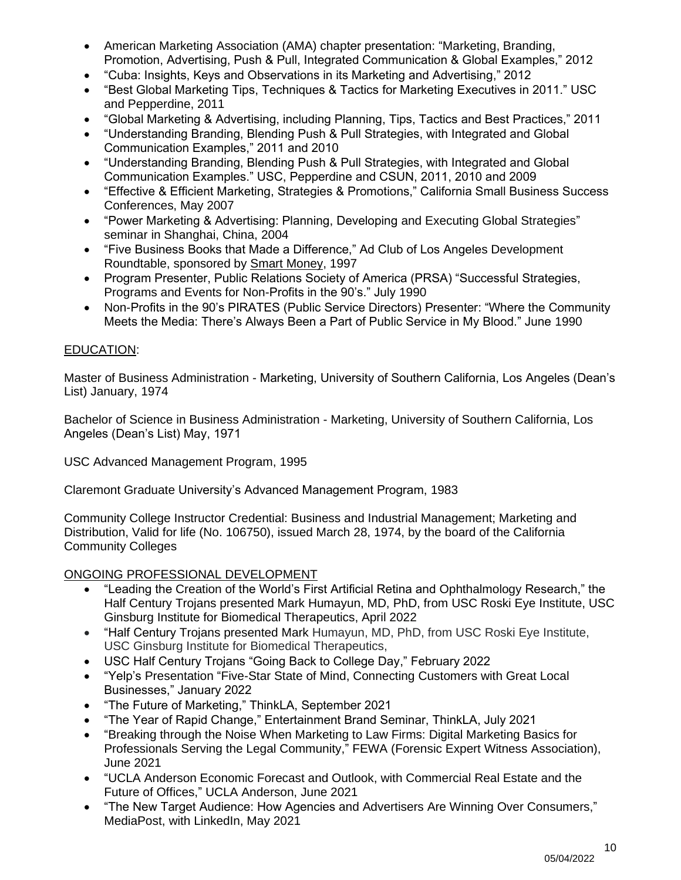- American Marketing Association (AMA) chapter presentation: "Marketing, Branding, Promotion, Advertising, Push & Pull, Integrated Communication & Global Examples," 2012
- "Cuba: Insights, Keys and Observations in its Marketing and Advertising," 2012
- "Best Global Marketing Tips, Techniques & Tactics for Marketing Executives in 2011." USC and Pepperdine, 2011
- "Global Marketing & Advertising, including Planning, Tips, Tactics and Best Practices," 2011
- "Understanding Branding, Blending Push & Pull Strategies, with Integrated and Global Communication Examples," 2011 and 2010
- "Understanding Branding, Blending Push & Pull Strategies, with Integrated and Global Communication Examples." USC, Pepperdine and CSUN, 2011, 2010 and 2009
- "Effective & Efficient Marketing, Strategies & Promotions," California Small Business Success Conferences, May 2007
- "Power Marketing & Advertising: Planning, Developing and Executing Global Strategies" seminar in Shanghai, China, 2004
- "Five Business Books that Made a Difference," Ad Club of Los Angeles Development Roundtable, sponsored by Smart Money, 1997
- Program Presenter, Public Relations Society of America (PRSA) "Successful Strategies, Programs and Events for Non-Profits in the 90's." July 1990
- Non-Profits in the 90's PIRATES (Public Service Directors) Presenter: "Where the Community Meets the Media: There's Always Been a Part of Public Service in My Blood." June 1990

## EDUCATION:

Master of Business Administration - Marketing, University of Southern California, Los Angeles (Dean's List) January, 1974

Bachelor of Science in Business Administration - Marketing, University of Southern California, Los Angeles (Dean's List) May, 1971

USC Advanced Management Program, 1995

Claremont Graduate University's Advanced Management Program, 1983

Community College Instructor Credential: Business and Industrial Management; Marketing and Distribution, Valid for life (No. 106750), issued March 28, 1974, by the board of the California Community Colleges

## ONGOING PROFESSIONAL DEVELOPMENT

- "Leading the Creation of the World's First Artificial Retina and Ophthalmology Research," the Half Century Trojans presented Mark Humayun, MD, PhD, from USC Roski Eye Institute, USC Ginsburg Institute for Biomedical Therapeutics, April 2022
- "Half Century Trojans presented Mark Humayun, MD, PhD, from USC Roski Eye Institute, USC Ginsburg Institute for Biomedical Therapeutics,
- USC Half Century Trojans "Going Back to College Day," February 2022
- "Yelp's Presentation "Five-Star State of Mind, Connecting Customers with Great Local Businesses," January 2022
- "The Future of Marketing," ThinkLA, September 2021
- "The Year of Rapid Change," Entertainment Brand Seminar, ThinkLA, July 2021
- "Breaking through the Noise When Marketing to Law Firms: Digital Marketing Basics for Professionals Serving the Legal Community," FEWA (Forensic Expert Witness Association), June 2021
- "UCLA Anderson Economic Forecast and Outlook, with Commercial Real Estate and the Future of Offices," UCLA Anderson, June 2021
- "The New Target Audience: How Agencies and Advertisers Are Winning Over Consumers," MediaPost, with LinkedIn, May 2021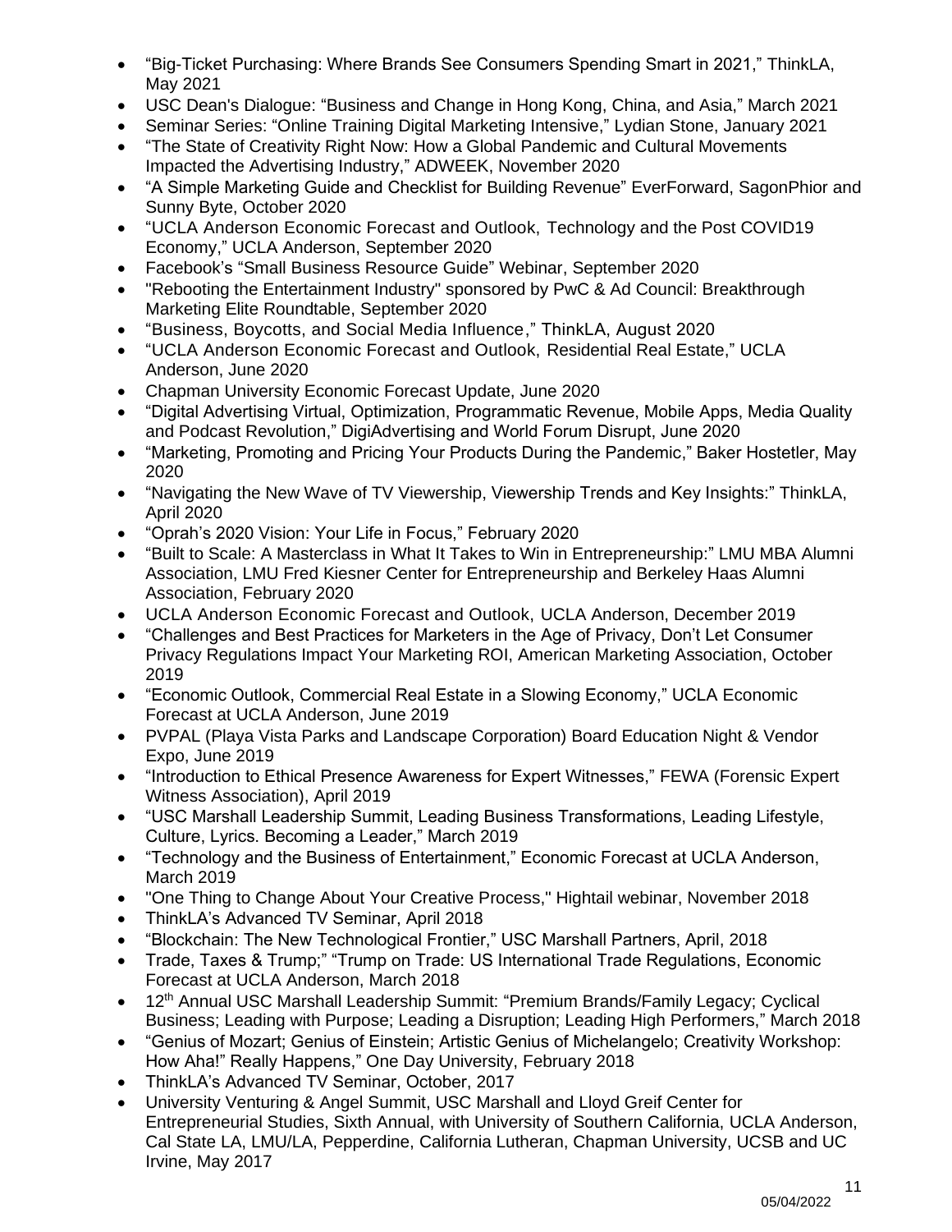- "Big-Ticket Purchasing: Where Brands See Consumers Spending Smart in 2021," ThinkLA, May 2021
- USC Dean's Dialogue: "Business and Change in Hong Kong, China, and Asia," March 2021
- Seminar Series: "Online Training Digital Marketing Intensive," Lydian Stone, January 2021
- "The State of Creativity Right Now: How a Global Pandemic and Cultural Movements Impacted the Advertising Industry," ADWEEK, November 2020
- "A Simple Marketing Guide and Checklist for Building Revenue" EverForward, SagonPhior and Sunny Byte, October 2020
- "UCLA Anderson Economic Forecast and Outlook, Technology and the Post COVID19 Economy," UCLA Anderson, September 2020
- Facebook's "Small Business Resource Guide" Webinar, September 2020
- "Rebooting the Entertainment Industry" sponsored by PwC & Ad Council: Breakthrough Marketing Elite Roundtable, September 2020
- "Business, Boycotts, and Social Media Influence," ThinkLA, August 2020
- "UCLA Anderson Economic Forecast and Outlook, Residential Real Estate," UCLA Anderson, June 2020
- Chapman University Economic Forecast Update, June 2020
- "Digital Advertising Virtual, Optimization, Programmatic Revenue, Mobile Apps, Media Quality and Podcast Revolution," DigiAdvertising and World Forum Disrupt, June 2020
- "Marketing, Promoting and Pricing Your Products During the Pandemic," Baker Hostetler, May 2020
- "Navigating the New Wave of TV Viewership, Viewership Trends and Key Insights:" ThinkLA, April 2020
- "Oprah's 2020 Vision: Your Life in Focus," February 2020
- "Built to Scale: A Masterclass in What It Takes to Win in Entrepreneurship:" LMU MBA Alumni Association, LMU Fred Kiesner Center for Entrepreneurship and Berkeley Haas Alumni Association, February 2020
- UCLA Anderson Economic Forecast and Outlook, UCLA Anderson, December 2019
- "Challenges and Best Practices for Marketers in the Age of Privacy, Don't Let Consumer Privacy Regulations Impact Your Marketing ROI, American Marketing Association, October 2019
- "Economic Outlook, Commercial Real Estate in a Slowing Economy," UCLA Economic Forecast at UCLA Anderson, June 2019
- PVPAL (Playa Vista Parks and Landscape Corporation) Board Education Night & Vendor Expo, June 2019
- "Introduction to Ethical Presence Awareness for Expert Witnesses," FEWA (Forensic Expert Witness Association), April 2019
- "USC Marshall Leadership Summit, Leading Business Transformations, Leading Lifestyle, Culture, Lyrics. Becoming a Leader," March 2019
- "Technology and the Business of Entertainment," Economic Forecast at UCLA Anderson, March 2019
- "One Thing to Change About Your Creative Process," Hightail webinar, November 2018
- ThinkLA's Advanced TV Seminar, April 2018
- "Blockchain: The New Technological Frontier," USC Marshall Partners, April, 2018
- Trade, Taxes & Trump;" "Trump on Trade: US International Trade Regulations, Economic Forecast at UCLA Anderson, March 2018
- 12th Annual USC Marshall Leadership Summit: "Premium Brands/Family Legacy; Cyclical Business; Leading with Purpose; Leading a Disruption; Leading High Performers," March 2018
- "Genius of Mozart; Genius of Einstein; Artistic Genius of Michelangelo; Creativity Workshop: How Aha!" Really Happens," One Day University, February 2018
- ThinkLA's Advanced TV Seminar, October, 2017
- University Venturing & Angel Summit, USC Marshall and Lloyd Greif Center for Entrepreneurial Studies, Sixth Annual, with University of Southern California, UCLA Anderson, Cal State LA, LMU/LA, Pepperdine, California Lutheran, Chapman University, UCSB and UC Irvine, May 2017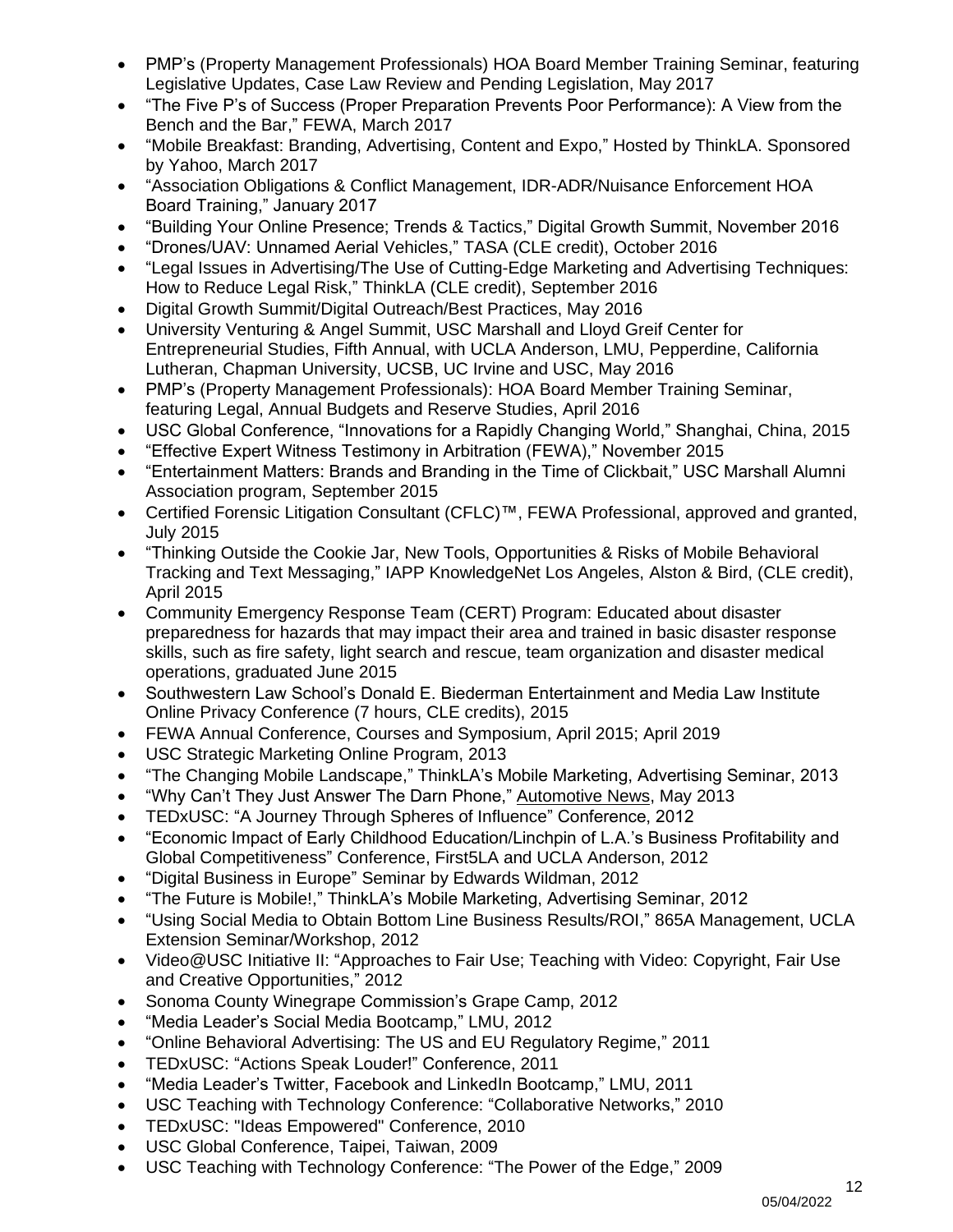- PMP's (Property Management Professionals) HOA Board Member Training Seminar, featuring Legislative Updates, Case Law Review and Pending Legislation, May 2017
- "The Five P's of Success (Proper Preparation Prevents Poor Performance): A View from the Bench and the Bar," FEWA, March 2017
- "Mobile Breakfast: Branding, Advertising, Content and Expo," Hosted by ThinkLA. Sponsored by Yahoo, March 2017
- "Association Obligations & Conflict Management, IDR-ADR/Nuisance Enforcement HOA Board Training," January 2017
- "Building Your Online Presence; Trends & Tactics," Digital Growth Summit, November 2016
- "Drones/UAV: Unnamed Aerial Vehicles," TASA (CLE credit), October 2016
- "Legal Issues in Advertising/The Use of Cutting-Edge Marketing and Advertising Techniques: How to Reduce Legal Risk," ThinkLA (CLE credit), September 2016
- Digital Growth Summit/Digital Outreach/Best Practices, May 2016
- University Venturing & Angel Summit, USC Marshall and Lloyd Greif Center for Entrepreneurial Studies, Fifth Annual, with UCLA Anderson, LMU, Pepperdine, California Lutheran, Chapman University, UCSB, UC Irvine and USC, May 2016
- PMP's (Property Management Professionals): HOA Board Member Training Seminar, featuring Legal, Annual Budgets and Reserve Studies, April 2016
- USC Global Conference, "Innovations for a Rapidly Changing World," Shanghai, China, 2015
- "Effective Expert Witness Testimony in Arbitration (FEWA)," November 2015
- "Entertainment Matters: Brands and Branding in the Time of Clickbait," USC Marshall Alumni Association program, September 2015
- Certified Forensic Litigation Consultant (CFLC)™, FEWA Professional, approved and granted, July 2015
- "Thinking Outside the Cookie Jar, New Tools, Opportunities & Risks of Mobile Behavioral Tracking and Text Messaging," IAPP KnowledgeNet Los Angeles, Alston & Bird, (CLE credit), April 2015
- Community Emergency Response Team (CERT) Program: Educated about disaster preparedness for hazards that may impact their area and trained in basic disaster response skills, such as fire safety, light search and rescue, team organization and disaster medical operations, graduated June 2015
- Southwestern Law School's Donald E. Biederman Entertainment and Media Law Institute Online Privacy Conference (7 hours, CLE credits), 2015
- FEWA Annual Conference, Courses and Symposium, April 2015; April 2019
- USC Strategic Marketing Online Program, 2013
- "The Changing Mobile Landscape," ThinkLA's Mobile Marketing, Advertising Seminar, 2013
- "Why Can't They Just Answer The Darn Phone," Automotive News, May 2013
- TEDxUSC: "A Journey Through Spheres of Influence" Conference, 2012
- "Economic Impact of Early Childhood Education/Linchpin of L.A.'s Business Profitability and Global Competitiveness" Conference, First5LA and UCLA Anderson, 2012
- "Digital Business in Europe" Seminar by Edwards Wildman, 2012
- "The Future is Mobile!," ThinkLA's Mobile Marketing, Advertising Seminar, 2012
- "Using Social Media to Obtain Bottom Line Business Results/ROI," 865A Management, UCLA Extension Seminar/Workshop, 2012
- Video@USC Initiative II: "Approaches to Fair Use; Teaching with Video: Copyright, Fair Use and Creative Opportunities," 2012
- Sonoma County Winegrape Commission's Grape Camp, 2012
- "Media Leader's Social Media Bootcamp," LMU, 2012
- "Online Behavioral Advertising: The US and EU Regulatory Regime," 2011
- TEDxUSC: "Actions Speak Louder!" Conference, 2011
- "Media Leader's Twitter, Facebook and LinkedIn Bootcamp," LMU, 2011
- USC Teaching with Technology Conference: "Collaborative Networks," 2010
- TEDxUSC: "Ideas Empowered" Conference, 2010
- USC Global Conference, Taipei, Taiwan, 2009
- USC Teaching with Technology Conference: "The Power of the Edge," 2009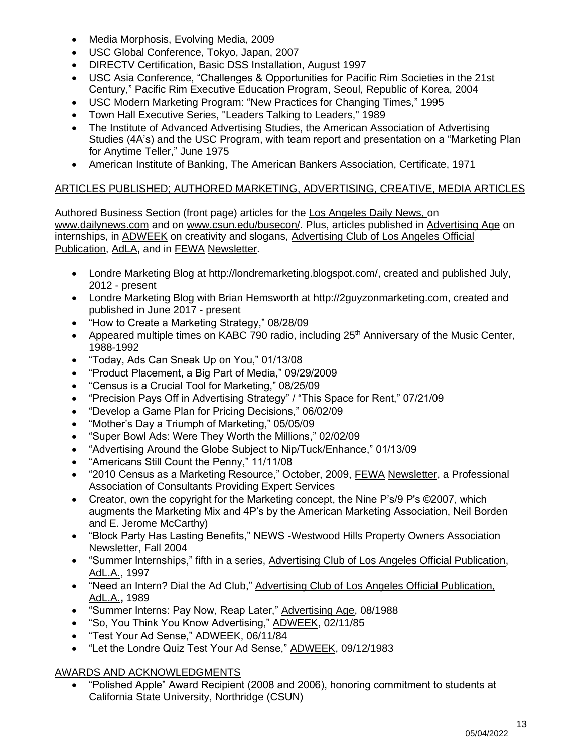- Media Morphosis, Evolving Media, 2009
- USC Global Conference, Tokyo, Japan, 2007
- DIRECTV Certification, Basic DSS Installation, August 1997
- USC Asia Conference, "Challenges & Opportunities for Pacific Rim Societies in the 21st Century," Pacific Rim Executive Education Program, Seoul, Republic of Korea, 2004
- USC Modern Marketing Program: "New Practices for Changing Times," 1995
- Town Hall Executive Series, "Leaders Talking to Leaders," 1989
- The Institute of Advanced Advertising Studies, the American Association of Advertising Studies (4A's) and the USC Program, with team report and presentation on a "Marketing Plan for Anytime Teller," June 1975
- American Institute of Banking, The American Bankers Association, Certificate, 1971

## ARTICLES PUBLISHED; AUTHORED MARKETING, ADVERTISING, CREATIVE, MEDIA ARTICLES

Authored Business Section (front page) articles for the Los Angeles Daily News, on www.dailynews.com and on www.csun.edu/busecon/. Plus, articles published in Advertising Age on internships, in ADWEEK on creativity and slogans, Advertising Club of Los Angeles Official Publication, AdLA**,** and in FEWA Newsletter.

- Londre Marketing Blog at http://londremarketing.blogspot.com/, created and published July, 2012 - present
- Londre Marketing Blog with Brian Hemsworth at http://2guyzonmarketing.com, created and published in June 2017 - present
- "How to Create a Marketing Strategy," 08/28/09
- Appeared multiple times on KABC 790 radio, including 25th Anniversary of the Music Center, 1988-1992
- "Today, Ads Can Sneak Up on You," 01/13/08
- "Product Placement, a Big Part of Media," 09/29/2009
- "Census is a Crucial Tool for Marketing," 08/25/09
- "Precision Pays Off in Advertising Strategy" / "This Space for Rent," 07/21/09
- "Develop a Game Plan for Pricing Decisions," 06/02/09
- "Mother's Day a Triumph of Marketing," 05/05/09
- "Super Bowl Ads: Were They Worth the Millions," 02/02/09
- "Advertising Around the Globe Subject to Nip/Tuck/Enhance," 01/13/09
- "Americans Still Count the Penny," 11/11/08
- "2010 Census as a Marketing Resource," October, 2009, FEWA Newsletter, a Professional Association of Consultants Providing Expert Services
- Creator, own the copyright for the Marketing concept, the Nine P's/9 P's ©2007, which augments the Marketing Mix and 4P's by the American Marketing Association, Neil Borden and E. Jerome McCarthy)
- "Block Party Has Lasting Benefits," NEWS -Westwood Hills Property Owners Association Newsletter, Fall 2004
- "Summer Internships," fifth in a series, Advertising Club of Los Angeles Official Publication, AdL.A., 1997
- "Need an Intern? Dial the Ad Club," Advertising Club of Los Angeles Official Publication, AdL.A.**,** 1989
- "Summer Interns: Pay Now, Reap Later," Advertising Age, 08/1988
- "So, You Think You Know Advertising," ADWEEK, 02/11/85
- "Test Your Ad Sense," ADWEEK, 06/11/84
- "Let the Londre Quiz Test Your Ad Sense," ADWEEK, 09/12/1983

## AWARDS AND ACKNOWLEDGMENTS

- "Polished Apple" Award Recipient (2008 and 2006), honoring commitment to students at California State University, Northridge (CSUN)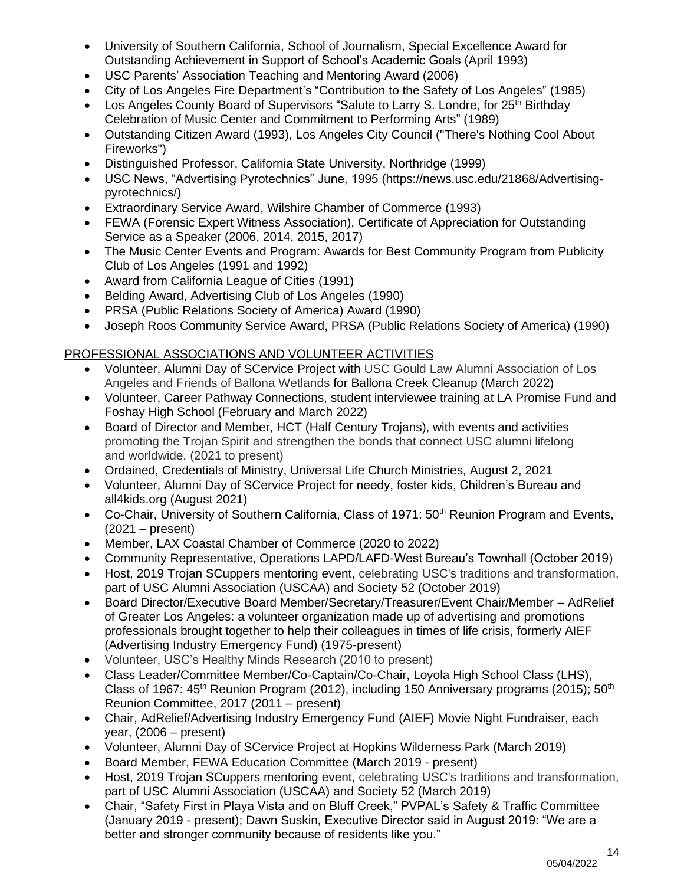- University of Southern California, School of Journalism, Special Excellence Award for Outstanding Achievement in Support of School's Academic Goals (April 1993)
- USC Parents' Association Teaching and Mentoring Award (2006)
- City of Los Angeles Fire Department's "Contribution to the Safety of Los Angeles" (1985)
- Los Angeles County Board of Supervisors "Salute to Larry S. Londre, for 25th Birthday Celebration of Music Center and Commitment to Performing Arts" (1989)
- Outstanding Citizen Award (1993), Los Angeles City Council ("There's Nothing Cool About Fireworks")
- Distinguished Professor, California State University, Northridge (1999)
- USC News, "Advertising Pyrotechnics" June, 1995 (https://news.usc.edu/21868/Advertising-pyrotechnics/)
- Extraordinary Service Award, Wilshire Chamber of Commerce (1993)
- FEWA (Forensic Expert Witness Association), Certificate of Appreciation for Outstanding Service as a Speaker (2006, 2014, 2015, 2017)
- The Music Center Events and Program: Awards for Best Community Program from Publicity Club of Los Angeles (1991 and 1992)
- Award from California League of Cities (1991)
- Belding Award, Advertising Club of Los Angeles (1990)
- PRSA (Public Relations Society of America) Award (1990)
- Joseph Roos Community Service Award, PRSA (Public Relations Society of America) (1990)

PROFESSIONAL ASSOCIATIONS AND VOLUNTEER ACTIVITIES

- Volunteer, Alumni Day of SCervice Project with USC Gould Law Alumni Association of Los Angeles and Friends of Ballona Wetlands for Ballona Creek Cleanup (March 2022)
- Volunteer, Career Pathway Connections, student interviewee training at LA Promise Fund and Foshay High School (February and March 2022)
- Board of Director and Member, HCT (Half Century Trojans), with events and activities promoting the Trojan Spirit and strengthen the bonds that connect USC alumni lifelong and worldwide. (2021 to present)
- Ordained, Credentials of Ministry, Universal Life Church Ministries, August 2, 2021
- Volunteer, Alumni Day of SCervice Project for needy, foster kids, Children's Bureau and all4kids.org (August 2021)
- Co-Chair, University of Southern California, Class of 1971: 50th Reunion Program and Events, (2021 – present)
- Member, LAX Coastal Chamber of Commerce (2020 to 2022)
- Community Representative, Operations LAPD/LAFD-West Bureau's Townhall (October 2019)
- Host, 2019 Trojan SCuppers mentoring event, celebrating USC's traditions and transformation, part of USC Alumni Association (USCAA) and Society 52 (October 2019)
- Board Director/Executive Board Member/Secretary/Treasurer/Event Chair/Member – AdRelief of Greater Los Angeles: a volunteer organization made up of advertising and promotions professionals brought together to help their colleagues in times of life crisis, formerly AIEF (Advertising Industry Emergency Fund) (1975-present)
- Volunteer, USC's Healthy Minds Research (2010 to present)
- Class Leader/Committee Member/Co-Captain/Co-Chair, Loyola High School Class (LHS), Class of 1967: 45th Reunion Program (2012), including 150 Anniversary programs (2015); 50th Reunion Committee, 2017 (2011 – present)
- Chair, AdRelief/Advertising Industry Emergency Fund (AIEF) Movie Night Fundraiser, each year, (2006 – present)
- Volunteer, Alumni Day of SCervice Project at Hopkins Wilderness Park (March 2019)
- Board Member, FEWA Education Committee (March 2019 - present)
- Host, 2019 Trojan SCuppers mentoring event, celebrating USC's traditions and transformation, part of USC Alumni Association (USCAA) and Society 52 (March 2019)
- Chair, "Safety First in Playa Vista and on Bluff Creek," PVPAL's Safety & Traffic Committee (January 2019 - present); Dawn Suskin, Executive Director said in August 2019: "We are a better and stronger community because of residents like you."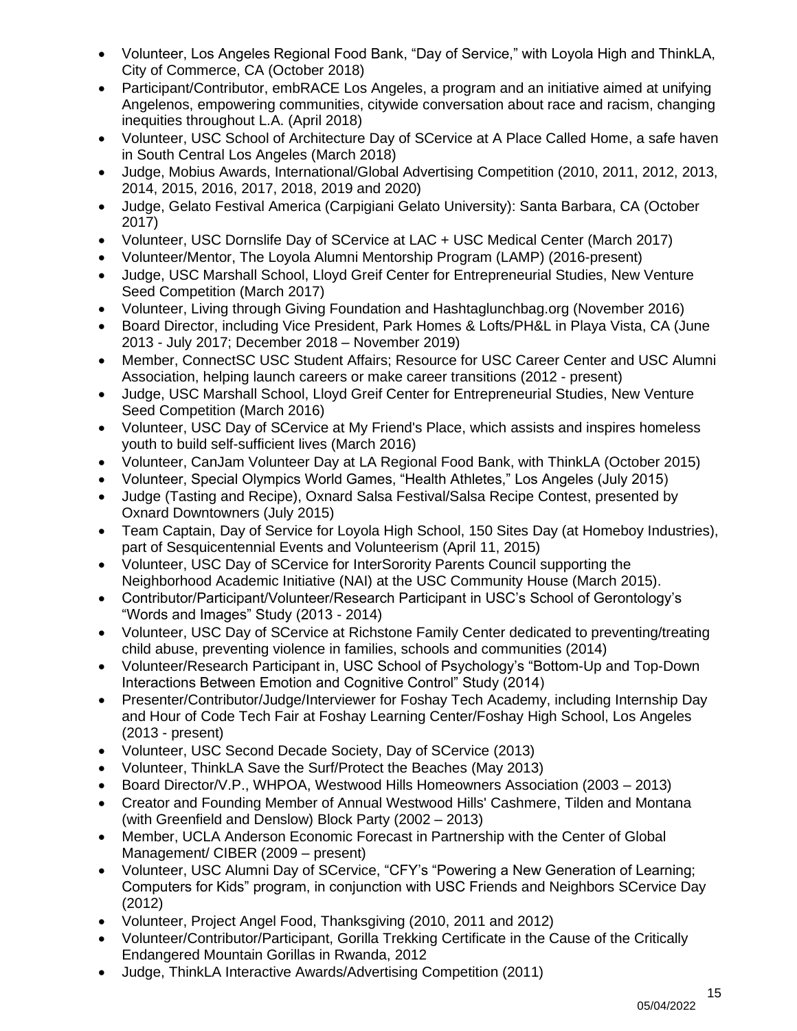- Volunteer, Los Angeles Regional Food Bank, “Day of Service,” with Loyola High and ThinkLA, City of Commerce, CA (October 2018)
- Participant/Contributor, embRACE Los Angeles, a program and an initiative aimed at unifying Angelenos, empowering communities, citywide conversation about race and racism, changing inequities throughout L.A. (April 2018)
- Volunteer, USC School of Architecture Day of SCervice at A Place Called Home, a safe haven in South Central Los Angeles (March 2018)
- Judge, Mobius Awards, International/Global Advertising Competition (2010, 2011, 2012, 2013, 2014, 2015, 2016, 2017, 2018, 2019 and 2020)
- Judge, Gelato Festival America (Carpigiani Gelato University): Santa Barbara, CA (October 2017)
- Volunteer, USC Dornslife Day of SCervice at LAC + USC Medical Center (March 2017)
- Volunteer/Mentor, The Loyola Alumni Mentorship Program (LAMP) (2016-present)
- Judge, USC Marshall School, Lloyd Greif Center for Entrepreneurial Studies, New Venture Seed Competition (March 2017)
- Volunteer, Living through Giving Foundation and Hashtaglunchbag.org (November 2016)
- Board Director, including Vice President, Park Homes & Lofts/PH&L in Playa Vista, CA (June 2013 - July 2017; December 2018 – November 2019)
- Member, ConnectSC USC Student Affairs; Resource for USC Career Center and USC Alumni Association, helping launch careers or make career transitions (2012 - present)
- Judge, USC Marshall School, Lloyd Greif Center for Entrepreneurial Studies, New Venture Seed Competition (March 2016)
- Volunteer, USC Day of SCervice at My Friend's Place, which assists and inspires homeless youth to build self-sufficient lives (March 2016)
- Volunteer, CanJam Volunteer Day at LA Regional Food Bank, with ThinkLA (October 2015)
- Volunteer, Special Olympics World Games, “Health Athletes,” Los Angeles (July 2015)
- Judge (Tasting and Recipe), Oxnard Salsa Festival/Salsa Recipe Contest, presented by Oxnard Downtowners (July 2015)
- Team Captain, Day of Service for Loyola High School, 150 Sites Day (at Homeboy Industries), part of Sesquicentennial Events and Volunteerism (April 11, 2015)
- Volunteer, USC Day of SCervice for InterSorority Parents Council supporting the Neighborhood Academic Initiative (NAI) at the USC Community House (March 2015).
- Contributor/Participant/Volunteer/Research Participant in USC’s School of Gerontology’s “Words and Images” Study (2013 - 2014)
- Volunteer, USC Day of SCervice at Richstone Family Center dedicated to preventing/treating child abuse, preventing violence in families, schools and communities (2014)
- Volunteer/Research Participant in, USC School of Psychology’s “Bottom-Up and Top-Down Interactions Between Emotion and Cognitive Control” Study (2014)
- Presenter/Contributor/Judge/Interviewer for Foshay Tech Academy, including Internship Day and Hour of Code Tech Fair at Foshay Learning Center/Foshay High School, Los Angeles (2013 - present)
- Volunteer, USC Second Decade Society, Day of SCervice (2013)
- Volunteer, ThinkLA Save the Surf/Protect the Beaches (May 2013)
- Board Director/V.P., WHPOA, Westwood Hills Homeowners Association (2003 – 2013)
- Creator and Founding Member of Annual Westwood Hills' Cashmere, Tilden and Montana (with Greenfield and Denslow) Block Party (2002 – 2013)
- Member, UCLA Anderson Economic Forecast in Partnership with the Center of Global Management/ CIBER (2009 – present)
- Volunteer, USC Alumni Day of SCervice, “CFY’s “Powering a New Generation of Learning; Computers for Kids” program, in conjunction with USC Friends and Neighbors SCervice Day (2012)
- Volunteer, Project Angel Food, Thanksgiving (2010, 2011 and 2012)
- Volunteer/Contributor/Participant, Gorilla Trekking Certificate in the Cause of the Critically Endangered Mountain Gorillas in Rwanda, 2012
- Judge, ThinkLA Interactive Awards/Advertising Competition (2011)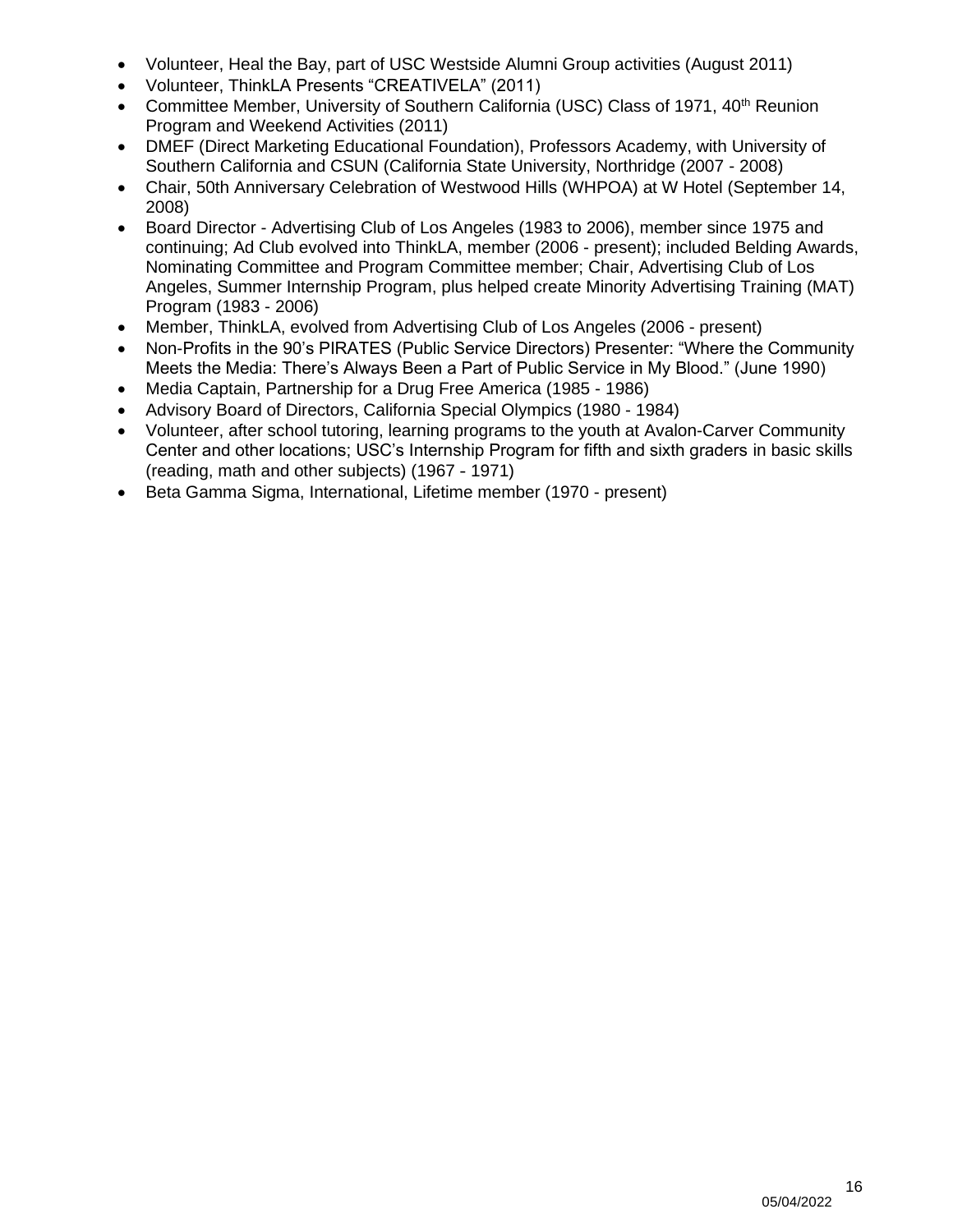- Volunteer, Heal the Bay, part of USC Westside Alumni Group activities (August 2011)
- Volunteer, ThinkLA Presents "CREATIVELA" (2011)
- Committee Member, University of Southern California (USC) Class of 1971, 40th Reunion Program and Weekend Activities (2011)
- DMEF (Direct Marketing Educational Foundation), Professors Academy, with University of Southern California and CSUN (California State University, Northridge (2007 - 2008)
- Chair, 50th Anniversary Celebration of Westwood Hills (WHPOA) at W Hotel (September 14, 2008)
- Board Director - Advertising Club of Los Angeles (1983 to 2006), member since 1975 and continuing; Ad Club evolved into ThinkLA, member (2006 - present); included Belding Awards, Nominating Committee and Program Committee member; Chair, Advertising Club of Los Angeles, Summer Internship Program, plus helped create Minority Advertising Training (MAT) Program (1983 - 2006)
- Member, ThinkLA, evolved from Advertising Club of Los Angeles (2006 - present)
- Non-Profits in the 90's PIRATES (Public Service Directors) Presenter: "Where the Community Meets the Media: There's Always Been a Part of Public Service in My Blood." (June 1990)
- Media Captain, Partnership for a Drug Free America (1985 - 1986)
- Advisory Board of Directors, California Special Olympics (1980 - 1984)
- Volunteer, after school tutoring, learning programs to the youth at Avalon-Carver Community Center and other locations; USC's Internship Program for fifth and sixth graders in basic skills (reading, math and other subjects) (1967 - 1971)
- Beta Gamma Sigma, International, Lifetime member (1970 - present)